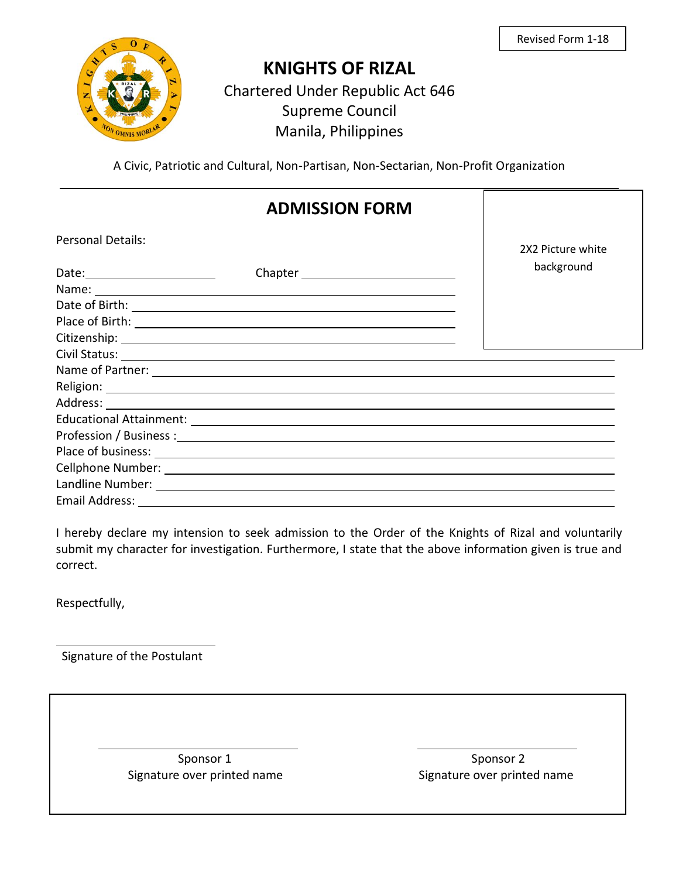Revised Form 1-18

# KNIGHTS OF RIZAL

Chartered Under Republic Act 646
Supreme Council
Manila, Philippines

A Civic, Patriotic and Cultural, Non-Partisan, Non-Sectarian, Non-Profit Organization

## ADMISSION FORM

2X2 Picture white background

Personal Details:

Date: ____________________ Chapter ____________________

Name: ____________________

Date of Birth: ____________________

Place of Birth: ____________________

Citizenship: ____________________

Civil Status: ____________________

Name of Partner: ____________________

Religion: ____________________

Address: ____________________

Educational Attainment: ____________________

Profession / Business : ____________________

Place of business: ____________________

Cellphone Number: ____________________

Landline Number: ____________________

Email Address: ____________________

I hereby declare my intension to seek admission to the Order of the Knights of Rizal and voluntarily submit my character for investigation. Furthermore, I state that the above information given is true and correct.

Respectfully,

____________________
Signature of the Postulant

| ____________________ | ____________________ |
|---|---|
| Sponsor 1<br>Signature over printed name | Sponsor 2<br>Signature over printed name |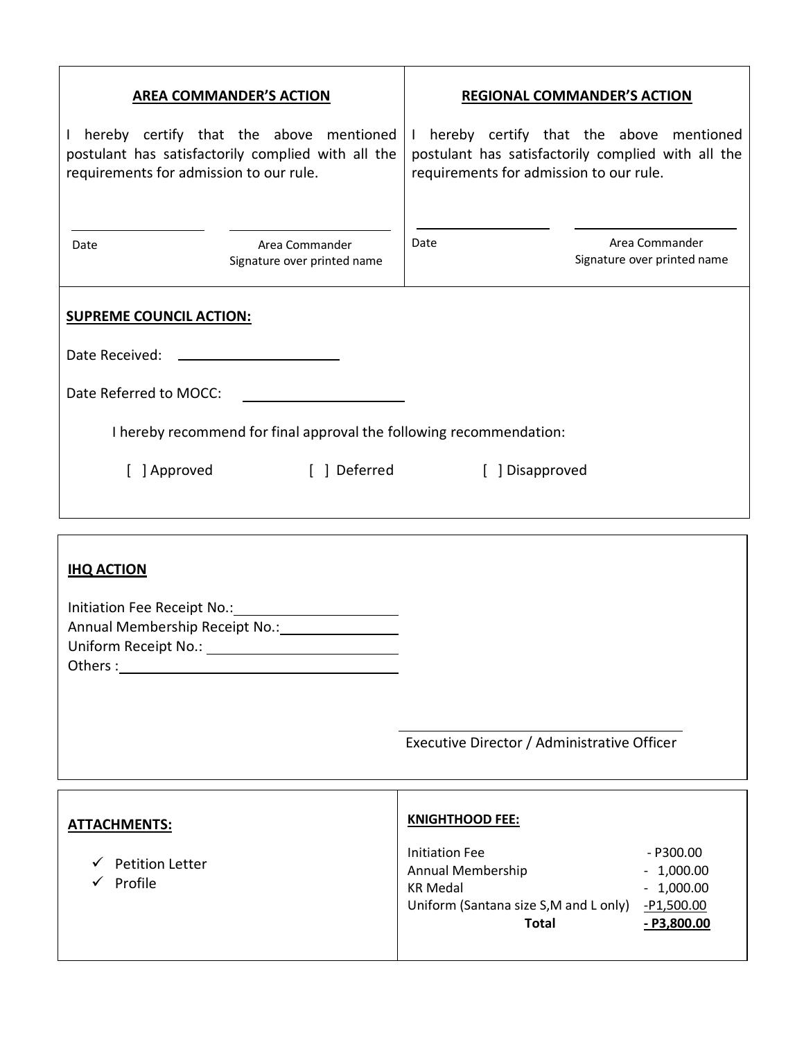**AREA COMMANDER'S ACTION**

I hereby certify that the above mentioned postulant has satisfactorily complied with all the requirements for admission to our rule.

Date ______________ Area Commander Signature over printed name ______________

**REGIONAL COMMANDER'S ACTION**

I hereby certify that the above mentioned postulant has satisfactorily complied with all the requirements for admission to our rule.

Date ______________ Area Commander Signature over printed name ______________

**SUPREME COUNCIL ACTION:**

Date Received: ______________

Date Referred to MOCC: ______________

I hereby recommend for final approval the following recommendation:

[ ] Approved [ ] Deferred [ ] Disapproved

**IHQ ACTION**

Initiation Fee Receipt No.: ______________
Annual Membership Receipt No.: ______________
Uniform Receipt No.: ______________
Others : ______________

______________
Executive Director / Administrative Officer

**ATTACHMENTS:**

- ✓ Petition Letter
- ✓ Profile

**KNIGHTHOOD FEE:**

| | |
|---|---|
| Initiation Fee | - P300.00 |
| Annual Membership | - 1,000.00 |
| KR Medal | - 1,000.00 |
| Uniform (Santana size S,M and L only) | -P1,500.00 |
| **Total** | **- P3,800.00** |